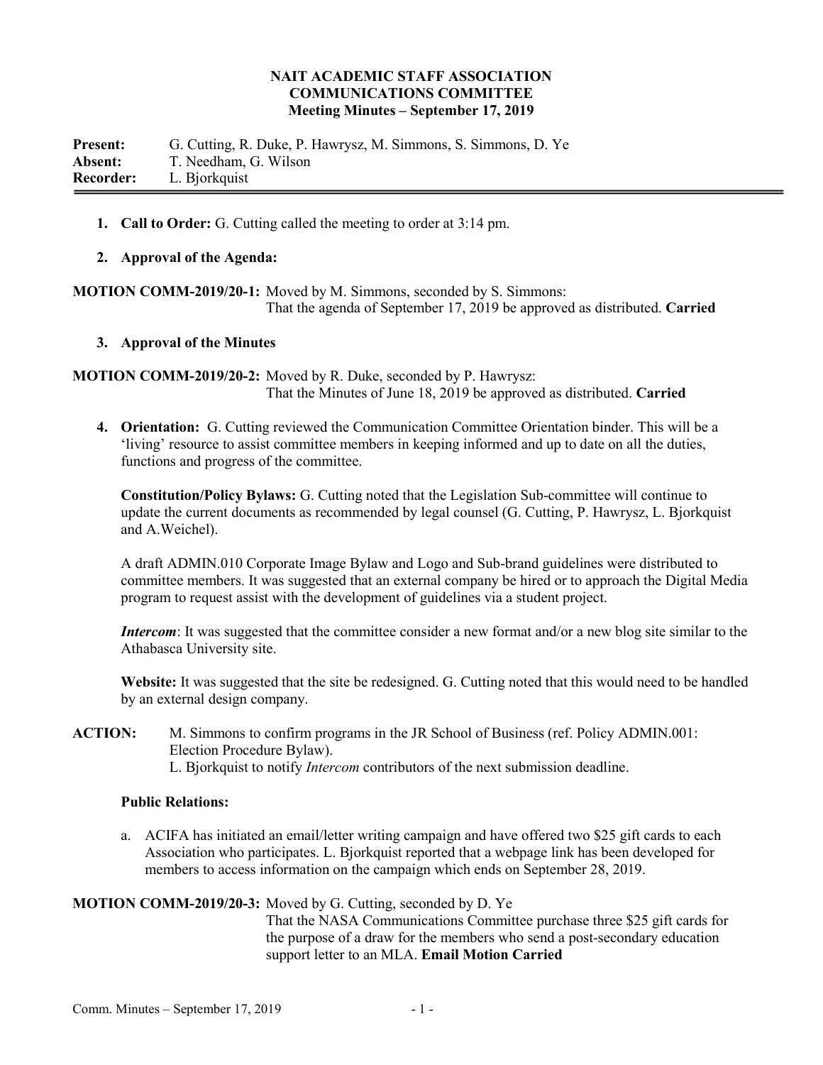# NAIT ACADEMIC STAFF ASSOCIATION
## COMMUNICATIONS COMMITTEE
### Meeting Minutes – September 17, 2019

**Present:** G. Cutting, R. Duke, P. Hawrysz, M. Simmons, S. Simmons, D. Ye
**Absent:** T. Needham, G. Wilson
**Recorder:** L. Bjorkquist

---

1. **Call to Order:** G. Cutting called the meeting to order at 3:14 pm.

2. **Approval of the Agenda:**

**MOTION COMM-2019/20-1:** Moved by M. Simmons, seconded by S. Simmons:
That the agenda of September 17, 2019 be approved as distributed. **Carried**

3. **Approval of the Minutes**

**MOTION COMM-2019/20-2:** Moved by R. Duke, seconded by P. Hawrysz:
That the Minutes of June 18, 2019 be approved as distributed. **Carried**

4. **Orientation:** G. Cutting reviewed the Communication Committee Orientation binder. This will be a 'living' resource to assist committee members in keeping informed and up to date on all the duties, functions and progress of the committee.

   **Constitution/Policy Bylaws:** G. Cutting noted that the Legislation Sub-committee will continue to update the current documents as recommended by legal counsel (G. Cutting, P. Hawrysz, L. Bjorkquist and A.Weichel).

   A draft ADMIN.010 Corporate Image Bylaw and Logo and Sub-brand guidelines were distributed to committee members. It was suggested that an external company be hired or to approach the Digital Media program to request assist with the development of guidelines via a student project.

   ***Intercom***: It was suggested that the committee consider a new format and/or a new blog site similar to the Athabasca University site.

   **Website:** It was suggested that the site be redesigned. G. Cutting noted that this would need to be handled by an external design company.

**ACTION:** M. Simmons to confirm programs in the JR School of Business (ref. Policy ADMIN.001: Election Procedure Bylaw).
L. Bjorkquist to notify *Intercom* contributors of the next submission deadline.

   **Public Relations:**

   a. ACIFA has initiated an email/letter writing campaign and have offered two $25 gift cards to each Association who participates. L. Bjorkquist reported that a webpage link has been developed for members to access information on the campaign which ends on September 28, 2019.

**MOTION COMM-2019/20-3:** Moved by G. Cutting, seconded by D. Ye
That the NASA Communications Committee purchase three $25 gift cards for the purpose of a draw for the members who send a post-secondary education support letter to an MLA. **Email Motion Carried**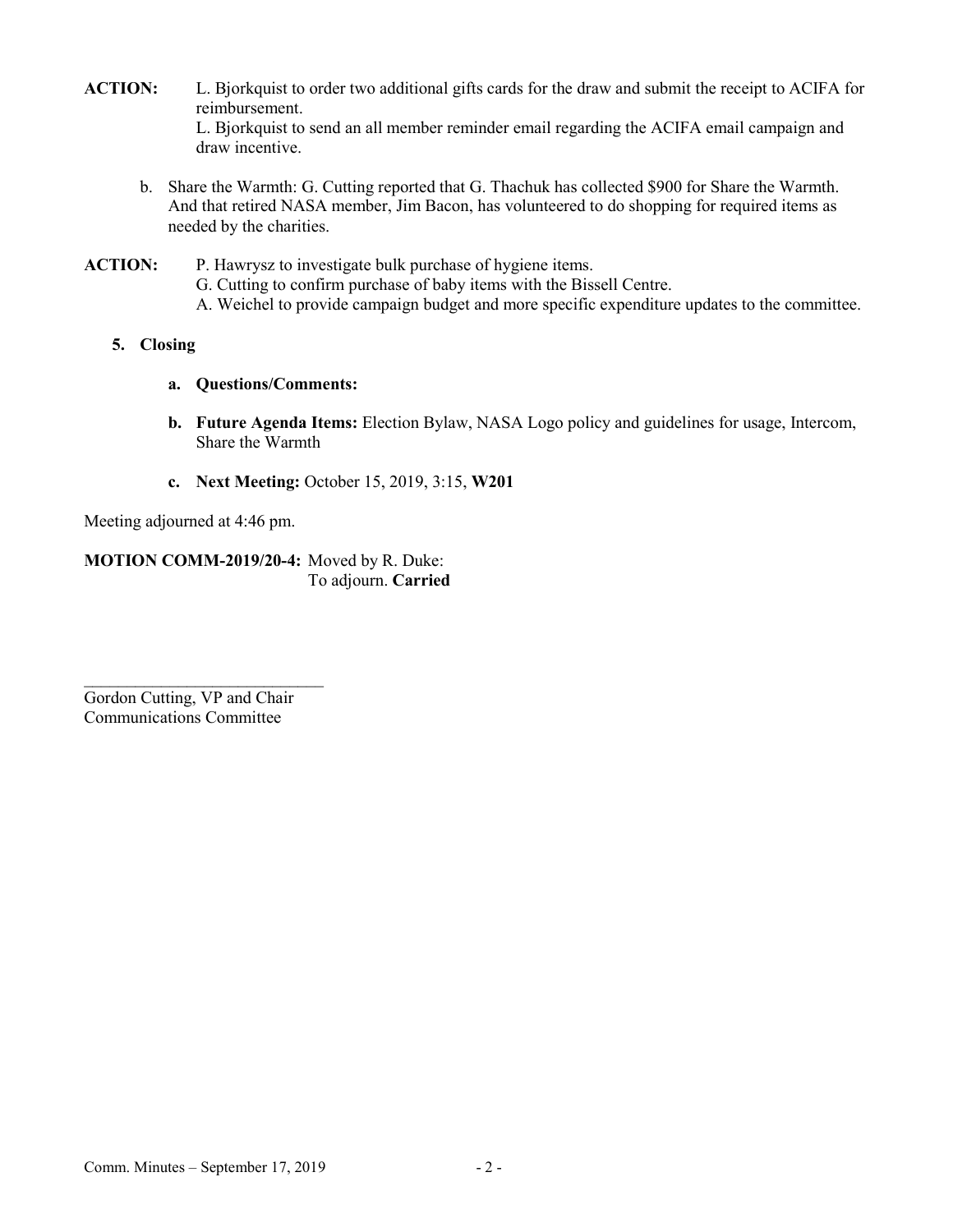**ACTION:** L. Bjorkquist to order two additional gifts cards for the draw and submit the receipt to ACIFA for reimbursement.
L. Bjorkquist to send an all member reminder email regarding the ACIFA email campaign and draw incentive.

b. Share the Warmth: G. Cutting reported that G. Thachuk has collected $900 for Share the Warmth. And that retired NASA member, Jim Bacon, has volunteered to do shopping for required items as needed by the charities.

**ACTION:** P. Hawrysz to investigate bulk purchase of hygiene items.
G. Cutting to confirm purchase of baby items with the Bissell Centre.
A. Weichel to provide campaign budget and more specific expenditure updates to the committee.

**5. Closing**

**a. Questions/Comments:**

**b. Future Agenda Items:** Election Bylaw, NASA Logo policy and guidelines for usage, Intercom, Share the Warmth

**c. Next Meeting:** October 15, 2019, 3:15, **W201**

Meeting adjourned at 4:46 pm.

**MOTION COMM-2019/20-4:** Moved by R. Duke:
To adjourn. **Carried**

\_\_\_\_\_\_\_\_\_\_\_\_\_\_\_\_\_\_\_\_\_\_\_\_\_\_\_\_\_\_
Gordon Cutting, VP and Chair
Communications Committee